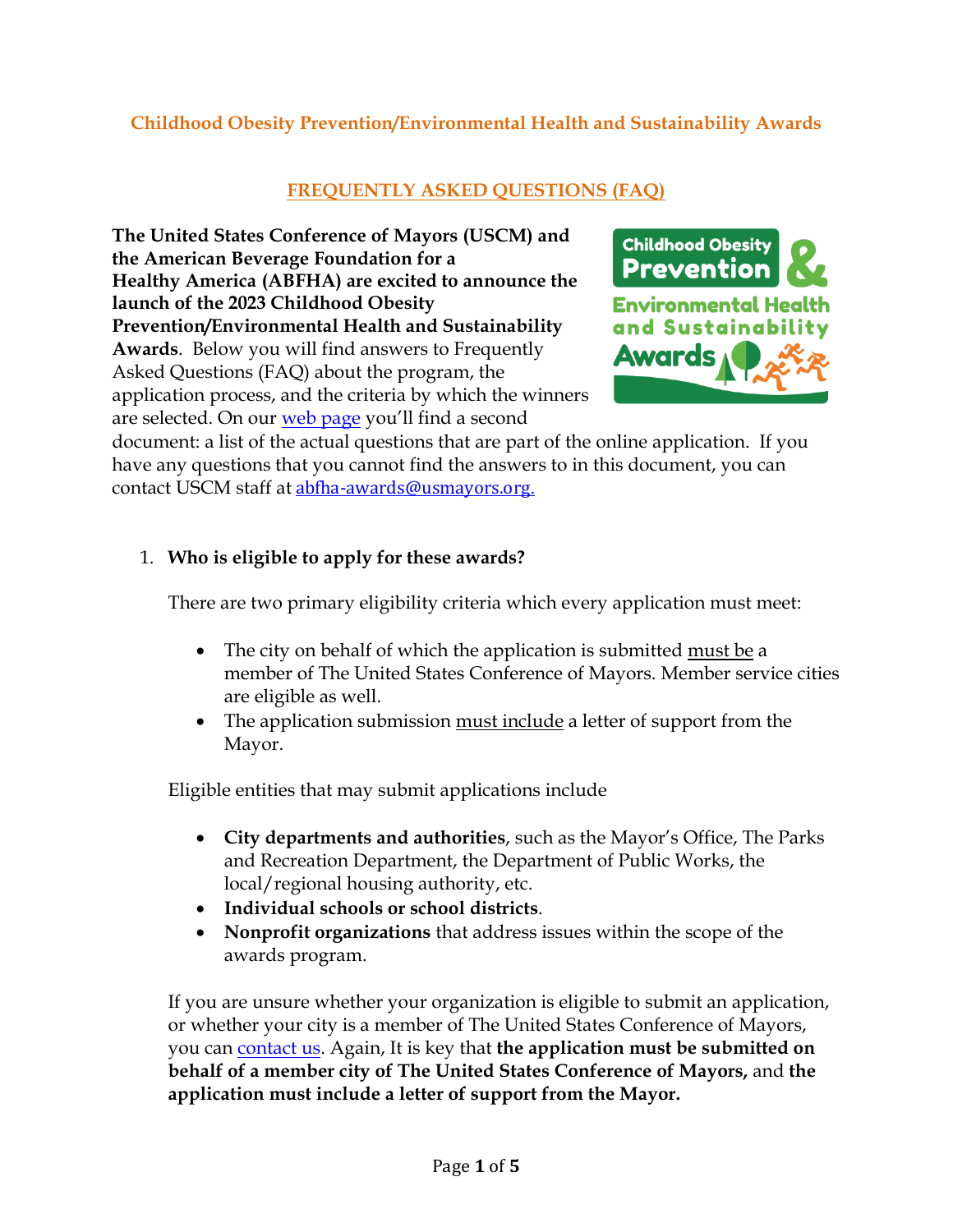## Childhood Obesity Prevention/Environmental Health and Sustainability Awards

### FREQUENTLY ASKED QUESTIONS (FAQ)

**The United States Conference of Mayors (USCM) and the American Beverage Foundation for a Healthy America (ABFHA) are excited to announce the launch of the 2023 Childhood Obesity Prevention/Environmental Health and Sustainability Awards**. Below you will find answers to Frequently Asked Questions (FAQ) about the program, the application process, and the criteria by which the winners are selected. On our web page you'll find a second document: a list of the actual questions that are part of the online application. If you have any questions that you cannot find the answers to in this document, you can contact USCM staff at abfha-awards@usmayors.org.

1. **Who is eligible to apply for these awards?**

   There are two primary eligibility criteria which every application must meet:

   - The city on behalf of which the application is submitted must be a member of The United States Conference of Mayors. Member service cities are eligible as well.
   - The application submission must include a letter of support from the Mayor.

   Eligible entities that may submit applications include

   - **City departments and authorities**, such as the Mayor's Office, The Parks and Recreation Department, the Department of Public Works, the local/regional housing authority, etc.
   - **Individual schools or school districts**.
   - **Nonprofit organizations** that address issues within the scope of the awards program.

   If you are unsure whether your organization is eligible to submit an application, or whether your city is a member of The United States Conference of Mayors, you can contact us. Again, It is key that **the application must be submitted on behalf of a member city of The United States Conference of Mayors,** and **the application must include a letter of support from the Mayor.**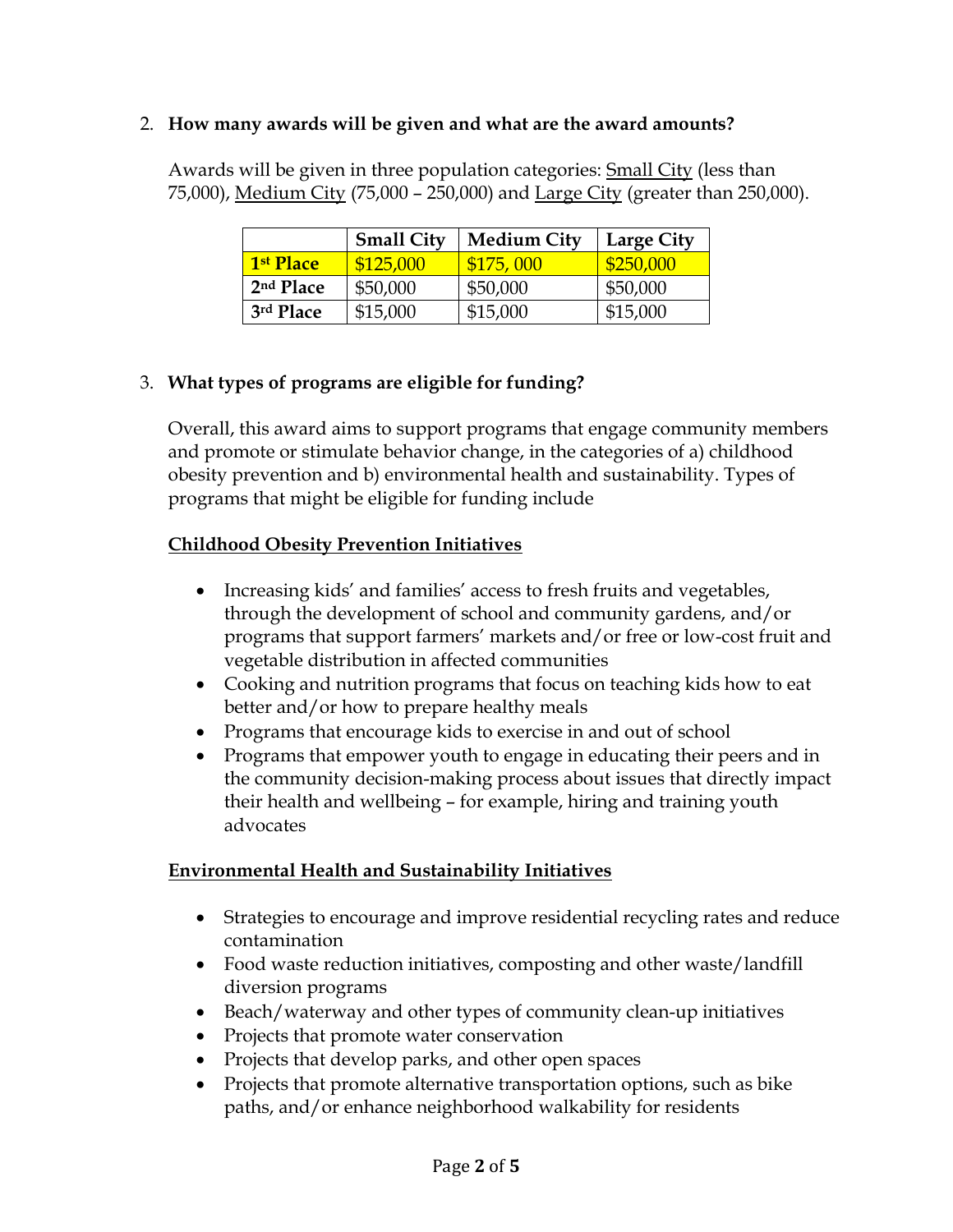2. **How many awards will be given and what are the award amounts?**

   Awards will be given in three population categories: Small City (less than 75,000), Medium City (75,000 – 250,000) and Large City (greater than 250,000).

| | **Small City** | **Medium City** | **Large City** |
|---|---|---|---|
| **1st Place** | $125,000 | $175, 000 | $250,000 |
| **2nd Place** | $50,000 | $50,000 | $50,000 |
| **3rd Place** | $15,000 | $15,000 | $15,000 |

3. **What types of programs are eligible for funding?**

   Overall, this award aims to support programs that engage community members and promote or stimulate behavior change, in the categories of a) childhood obesity prevention and b) environmental health and sustainability. Types of programs that might be eligible for funding include

   **Childhood Obesity Prevention Initiatives**

   - Increasing kids' and families' access to fresh fruits and vegetables, through the development of school and community gardens, and/or programs that support farmers' markets and/or free or low-cost fruit and vegetable distribution in affected communities
   - Cooking and nutrition programs that focus on teaching kids how to eat better and/or how to prepare healthy meals
   - Programs that encourage kids to exercise in and out of school
   - Programs that empower youth to engage in educating their peers and in the community decision-making process about issues that directly impact their health and wellbeing – for example, hiring and training youth advocates

   **Environmental Health and Sustainability Initiatives**

   - Strategies to encourage and improve residential recycling rates and reduce contamination
   - Food waste reduction initiatives, composting and other waste/landfill diversion programs
   - Beach/waterway and other types of community clean-up initiatives
   - Projects that promote water conservation
   - Projects that develop parks, and other open spaces
   - Projects that promote alternative transportation options, such as bike paths, and/or enhance neighborhood walkability for residents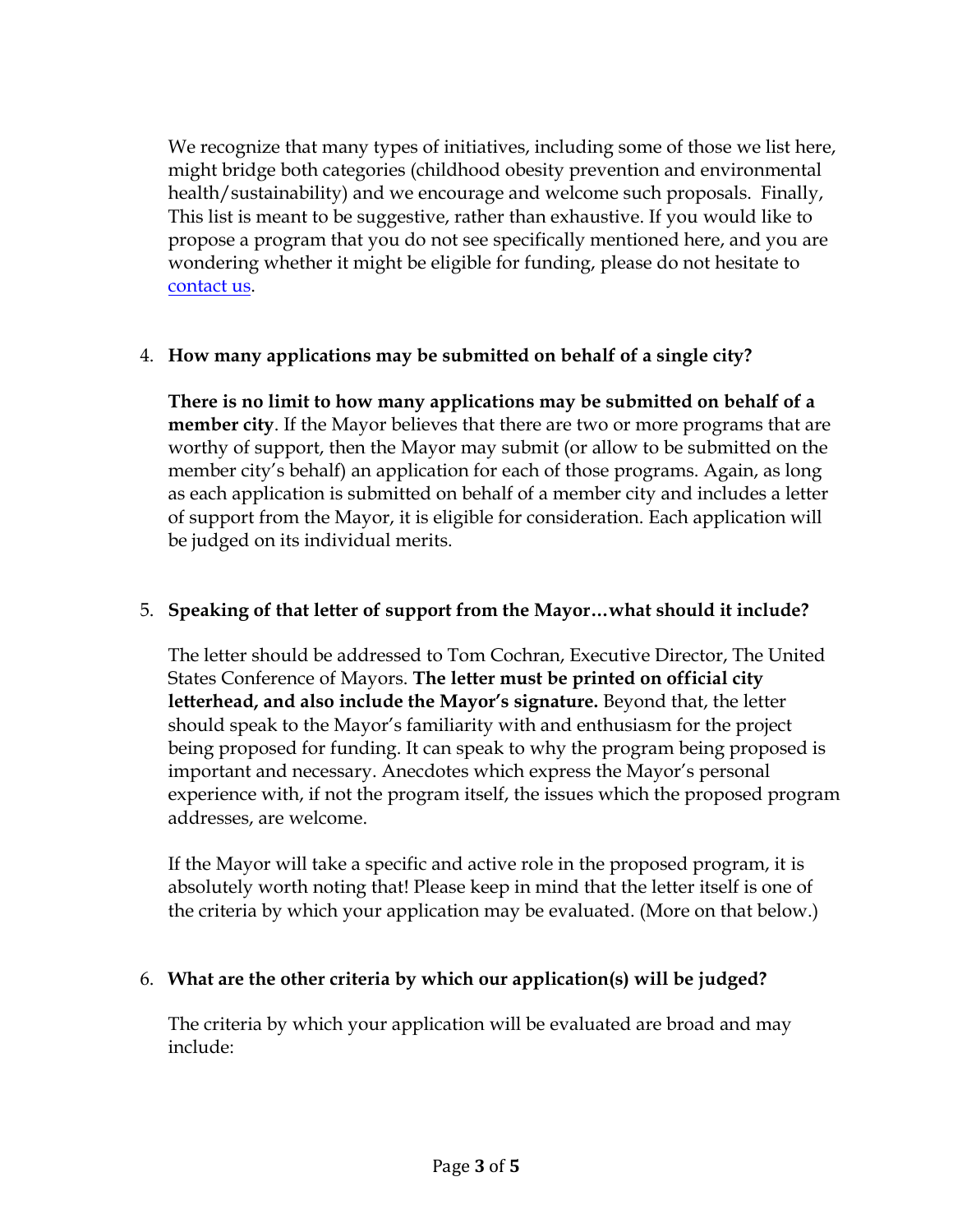We recognize that many types of initiatives, including some of those we list here, might bridge both categories (childhood obesity prevention and environmental health/sustainability) and we encourage and welcome such proposals. Finally, This list is meant to be suggestive, rather than exhaustive. If you would like to propose a program that you do not see specifically mentioned here, and you are wondering whether it might be eligible for funding, please do not hesitate to contact us.

4. **How many applications may be submitted on behalf of a single city?**

   **There is no limit to how many applications may be submitted on behalf of a member city**. If the Mayor believes that there are two or more programs that are worthy of support, then the Mayor may submit (or allow to be submitted on the member city's behalf) an application for each of those programs. Again, as long as each application is submitted on behalf of a member city and includes a letter of support from the Mayor, it is eligible for consideration. Each application will be judged on its individual merits.

5. **Speaking of that letter of support from the Mayor…what should it include?**

   The letter should be addressed to Tom Cochran, Executive Director, The United States Conference of Mayors. **The letter must be printed on official city letterhead, and also include the Mayor's signature.** Beyond that, the letter should speak to the Mayor's familiarity with and enthusiasm for the project being proposed for funding. It can speak to why the program being proposed is important and necessary. Anecdotes which express the Mayor's personal experience with, if not the program itself, the issues which the proposed program addresses, are welcome.

   If the Mayor will take a specific and active role in the proposed program, it is absolutely worth noting that! Please keep in mind that the letter itself is one of the criteria by which your application may be evaluated. (More on that below.)

6. **What are the other criteria by which our application(s) will be judged?**

   The criteria by which your application will be evaluated are broad and may include: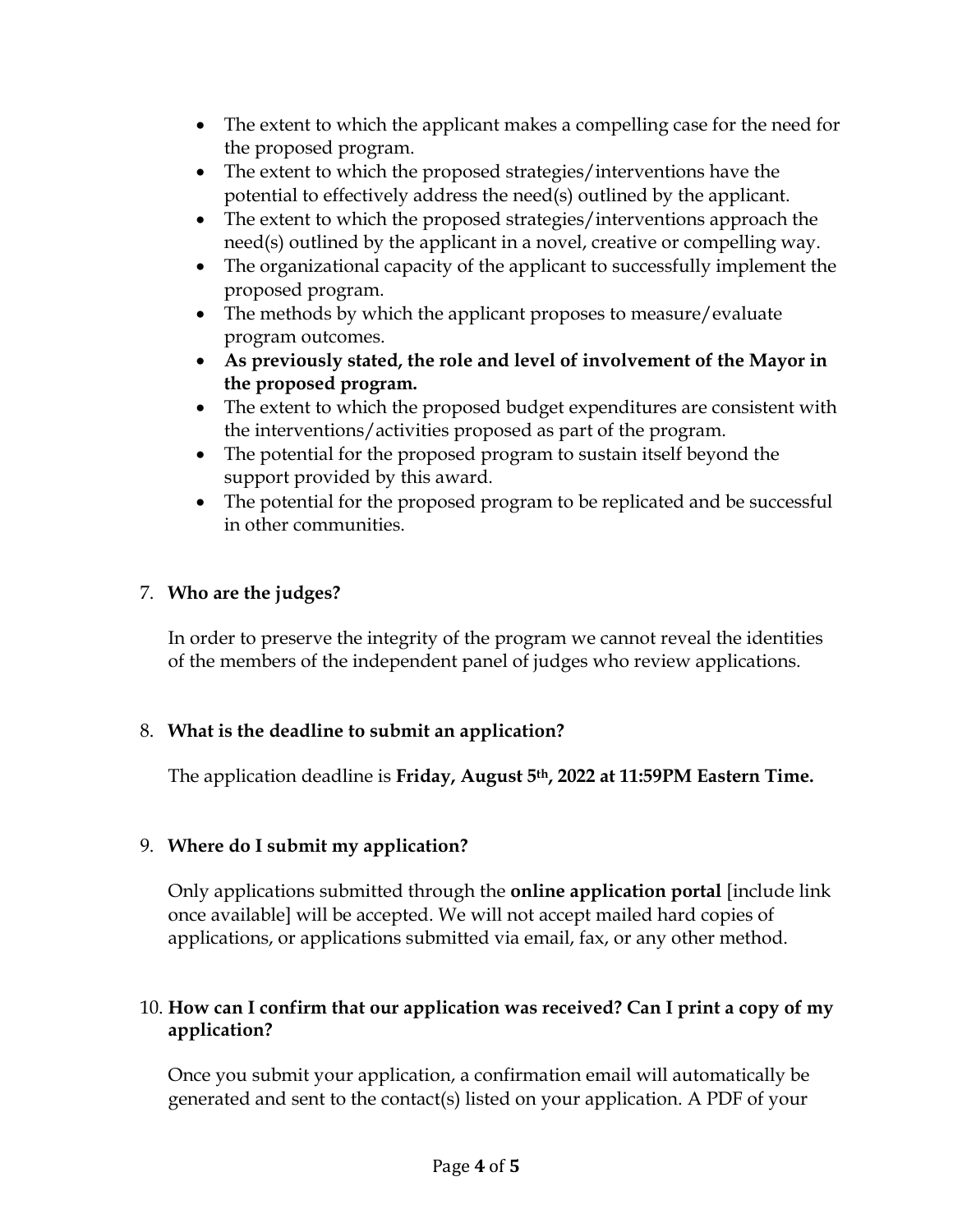- The extent to which the applicant makes a compelling case for the need for the proposed program.
- The extent to which the proposed strategies/interventions have the potential to effectively address the need(s) outlined by the applicant.
- The extent to which the proposed strategies/interventions approach the need(s) outlined by the applicant in a novel, creative or compelling way.
- The organizational capacity of the applicant to successfully implement the proposed program.
- The methods by which the applicant proposes to measure/evaluate program outcomes.
- **As previously stated, the role and level of involvement of the Mayor in the proposed program.**
- The extent to which the proposed budget expenditures are consistent with the interventions/activities proposed as part of the program.
- The potential for the proposed program to sustain itself beyond the support provided by this award.
- The potential for the proposed program to be replicated and be successful in other communities.

7. **Who are the judges?**

   In order to preserve the integrity of the program we cannot reveal the identities of the members of the independent panel of judges who review applications.

8. **What is the deadline to submit an application?**

   The application deadline is **Friday, August 5th, 2022 at 11:59PM Eastern Time.**

9. **Where do I submit my application?**

   Only applications submitted through the **online application portal** [include link once available] will be accepted. We will not accept mailed hard copies of applications, or applications submitted via email, fax, or any other method.

10. **How can I confirm that our application was received? Can I print a copy of my application?**

    Once you submit your application, a confirmation email will automatically be generated and sent to the contact(s) listed on your application. A PDF of your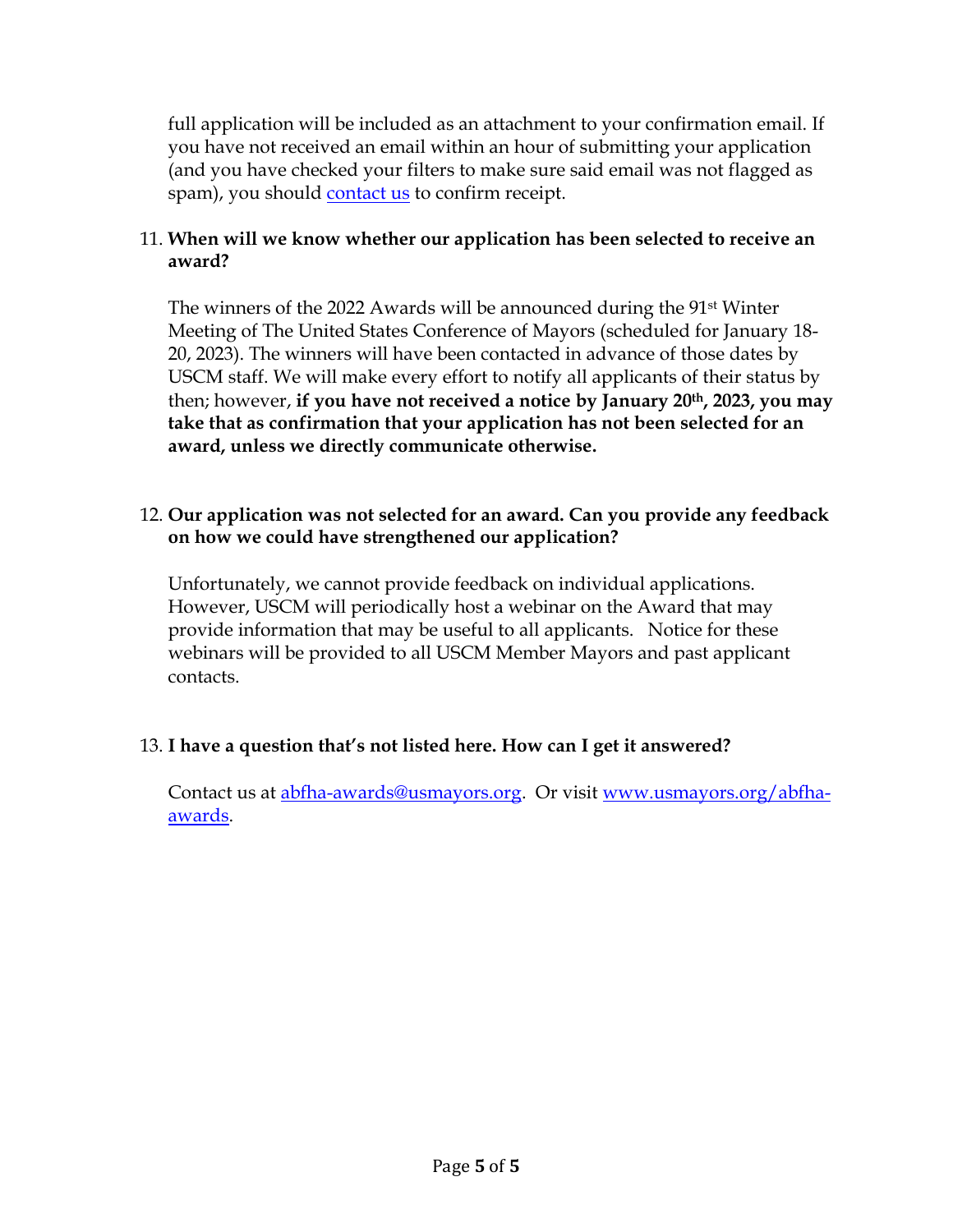full application will be included as an attachment to your confirmation email. If you have not received an email within an hour of submitting your application (and you have checked your filters to make sure said email was not flagged as spam), you should [contact us](#) to confirm receipt.

11. **When will we know whether our application has been selected to receive an award?**

    The winners of the 2022 Awards will be announced during the 91st Winter Meeting of The United States Conference of Mayors (scheduled for January 18-20, 2023). The winners will have been contacted in advance of those dates by USCM staff. We will make every effort to notify all applicants of their status by then; however, **if you have not received a notice by January 20th, 2023, you may take that as confirmation that your application has not been selected for an award, unless we directly communicate otherwise.**

12. **Our application was not selected for an award. Can you provide any feedback on how we could have strengthened our application?**

    Unfortunately, we cannot provide feedback on individual applications. However, USCM will periodically host a webinar on the Award that may provide information that may be useful to all applicants. Notice for these webinars will be provided to all USCM Member Mayors and past applicant contacts.

13. **I have a question that's not listed here. How can I get it answered?**

    Contact us at [abfha-awards@usmayors.org](mailto:abfha-awards@usmayors.org). Or visit [www.usmayors.org/abfha-awards](http://www.usmayors.org/abfha-awards).